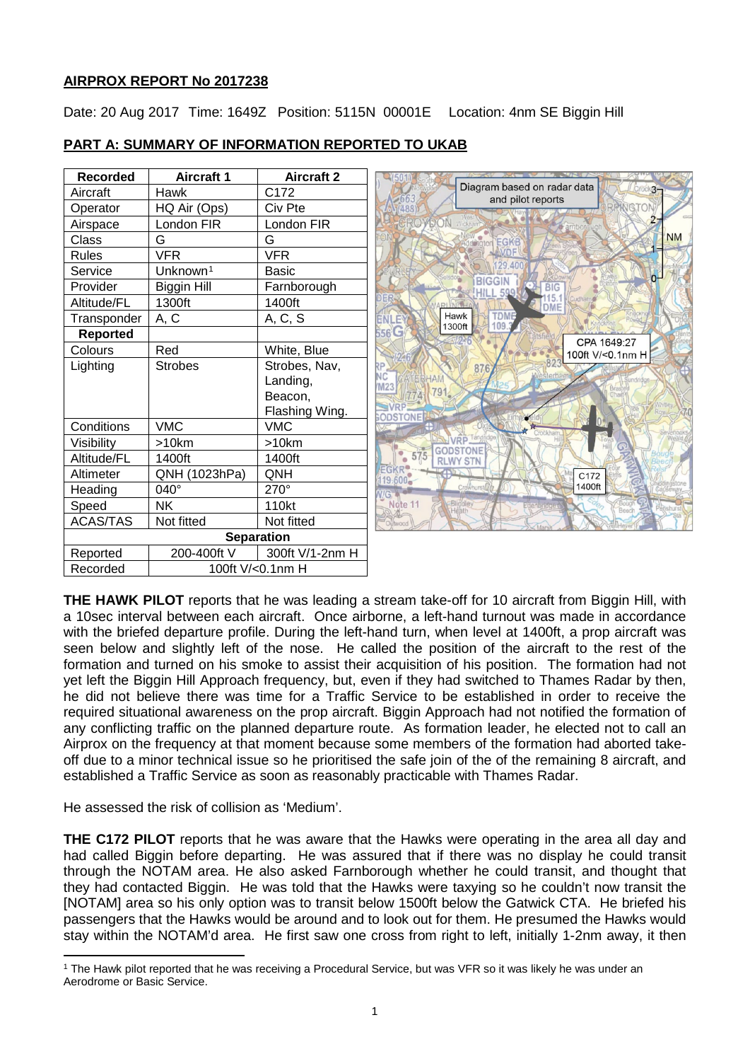**AIRPROX REPORT No 2017238**

Date: 20 Aug 2017 Time: 1649Z Position: 5115N 00001E Location: 4nm SE Biggin Hill

**PART A: SUMMARY OF INFORMATION REPORTED TO UKAB**

| Recorded | Aircraft 1 | Aircraft 2 |
|---|---|---|
| Aircraft | Hawk | C172 |
| Operator | HQ Air (Ops) | Civ Pte |
| Airspace | London FIR | London FIR |
| Class | G | G |
| Rules | VFR | VFR |
| Service | Unknown[1] | Basic |
| Provider | Biggin Hill | Farnborough |
| Altitude/FL | 1300ft | 1400ft |
| Transponder | A, C | A, C, S |
| **Reported** | | |
| Colours | Red | White, Blue |
| Lighting | Strobes | Strobes, Nav, Landing, Beacon, Flashing Wing. |
| Conditions | VMC | VMC |
| Visibility | >10km | >10km |
| Altitude/FL | 1400ft | 1400ft |
| Altimeter | QNH (1023hPa) | QNH |
| Heading | 040° | 270° |
| Speed | NK | 110kt |
| ACAS/TAS | Not fitted | Not fitted |
| **Separation** | | |
| Reported | 200-400ft V | 300ft V/1-2nm H |
| Recorded | 100ft V/<0.1nm H | |

Diagram based on radar data and pilot reports

CPA 1649:27 100ft V/<0.1nm H

**THE HAWK PILOT** reports that he was leading a stream take-off for 10 aircraft from Biggin Hill, with a 10sec interval between each aircraft. Once airborne, a left-hand turnout was made in accordance with the briefed departure profile. During the left-hand turn, when level at 1400ft, a prop aircraft was seen below and slightly left of the nose. He called the position of the aircraft to the rest of the formation and turned on his smoke to assist their acquisition of his position. The formation had not yet left the Biggin Hill Approach frequency, but, even if they had switched to Thames Radar by then, he did not believe there was time for a Traffic Service to be established in order to receive the required situational awareness on the prop aircraft. Biggin Approach had not notified the formation of any conflicting traffic on the planned departure route. As formation leader, he elected not to call an Airprox on the frequency at that moment because some members of the formation had aborted take-off due to a minor technical issue so he prioritised the safe join of the of the remaining 8 aircraft, and established a Traffic Service as soon as reasonably practicable with Thames Radar.

He assessed the risk of collision as 'Medium'.

**THE C172 PILOT** reports that he was aware that the Hawks were operating in the area all day and had called Biggin before departing. He was assured that if there was no display he could transit through the NOTAM area. He also asked Farnborough whether he could transit, and thought that they had contacted Biggin. He was told that the Hawks were taxying so he couldn't now transit the [NOTAM] area so his only option was to transit below 1500ft below the Gatwick CTA. He briefed his passengers that the Hawks would be around and to look out for them. He presumed the Hawks would stay within the NOTAM'd area. He first saw one cross from right to left, initially 1-2nm away, it then

[1] The Hawk pilot reported that he was receiving a Procedural Service, but was VFR so it was likely he was under an Aerodrome or Basic Service.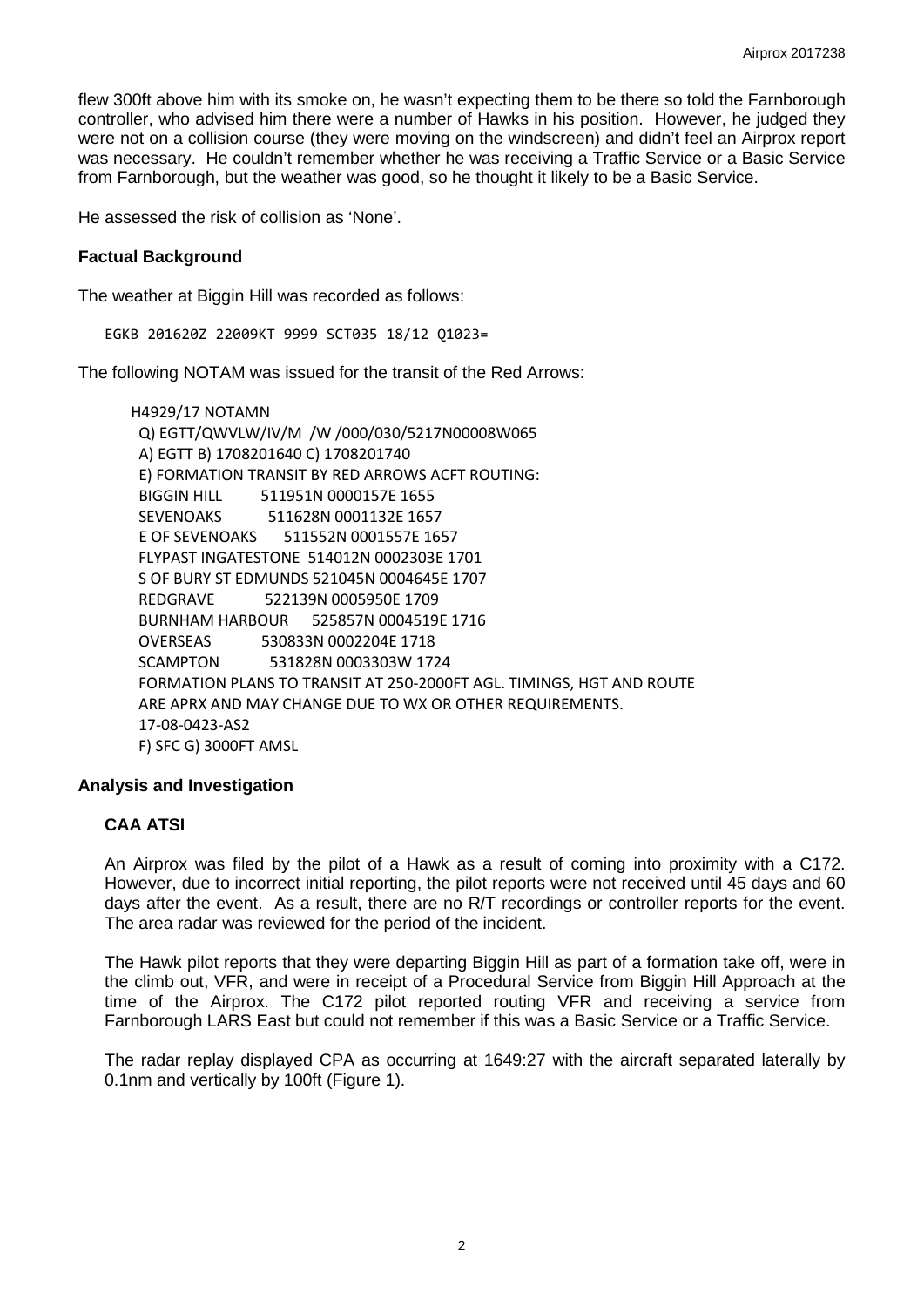flew 300ft above him with its smoke on, he wasn't expecting them to be there so told the Farnborough controller, who advised him there were a number of Hawks in his position. However, he judged they were not on a collision course (they were moving on the windscreen) and didn't feel an Airprox report was necessary. He couldn't remember whether he was receiving a Traffic Service or a Basic Service from Farnborough, but the weather was good, so he thought it likely to be a Basic Service.

He assessed the risk of collision as 'None'.

## Factual Background

The weather at Biggin Hill was recorded as follows:

```
EGKB 201620Z 22009KT 9999 SCT035 18/12 Q1023=
```

The following NOTAM was issued for the transit of the Red Arrows:

```
H4929/17 NOTAMN
Q) EGTT/QWVLW/IV/M /W /000/030/5217N00008W065
A) EGTT B) 1708201640 C) 1708201740
E) FORMATION TRANSIT BY RED ARROWS ACFT ROUTING:
BIGGIN HILL        511951N 0000157E 1655
SEVENOAKS          511628N 0001132E 1657
E OF SEVENOAKS     511552N 0001557E 1657
FLYPAST INGATESTONE 514012N 0002303E 1701
S OF BURY ST EDMUNDS 521045N 0004645E 1707
REDGRAVE           522139N 0005950E 1709
BURNHAM HARBOUR    525857N 0004519E 1716
OVERSEAS           530833N 0002204E 1718
SCAMPTON           531828N 0003303W 1724
FORMATION PLANS TO TRANSIT AT 250-2000FT AGL. TIMINGS, HGT AND ROUTE
ARE APRX AND MAY CHANGE DUE TO WX OR OTHER REQUIREMENTS.
17-08-0423-AS2
F) SFC G) 3000FT AMSL
```

## Analysis and Investigation

### CAA ATSI

An Airprox was filed by the pilot of a Hawk as a result of coming into proximity with a C172. However, due to incorrect initial reporting, the pilot reports were not received until 45 days and 60 days after the event. As a result, there are no R/T recordings or controller reports for the event. The area radar was reviewed for the period of the incident.

The Hawk pilot reports that they were departing Biggin Hill as part of a formation take off, were in the climb out, VFR, and were in receipt of a Procedural Service from Biggin Hill Approach at the time of the Airprox. The C172 pilot reported routing VFR and receiving a service from Farnborough LARS East but could not remember if this was a Basic Service or a Traffic Service.

The radar replay displayed CPA as occurring at 1649:27 with the aircraft separated laterally by 0.1nm and vertically by 100ft (Figure 1).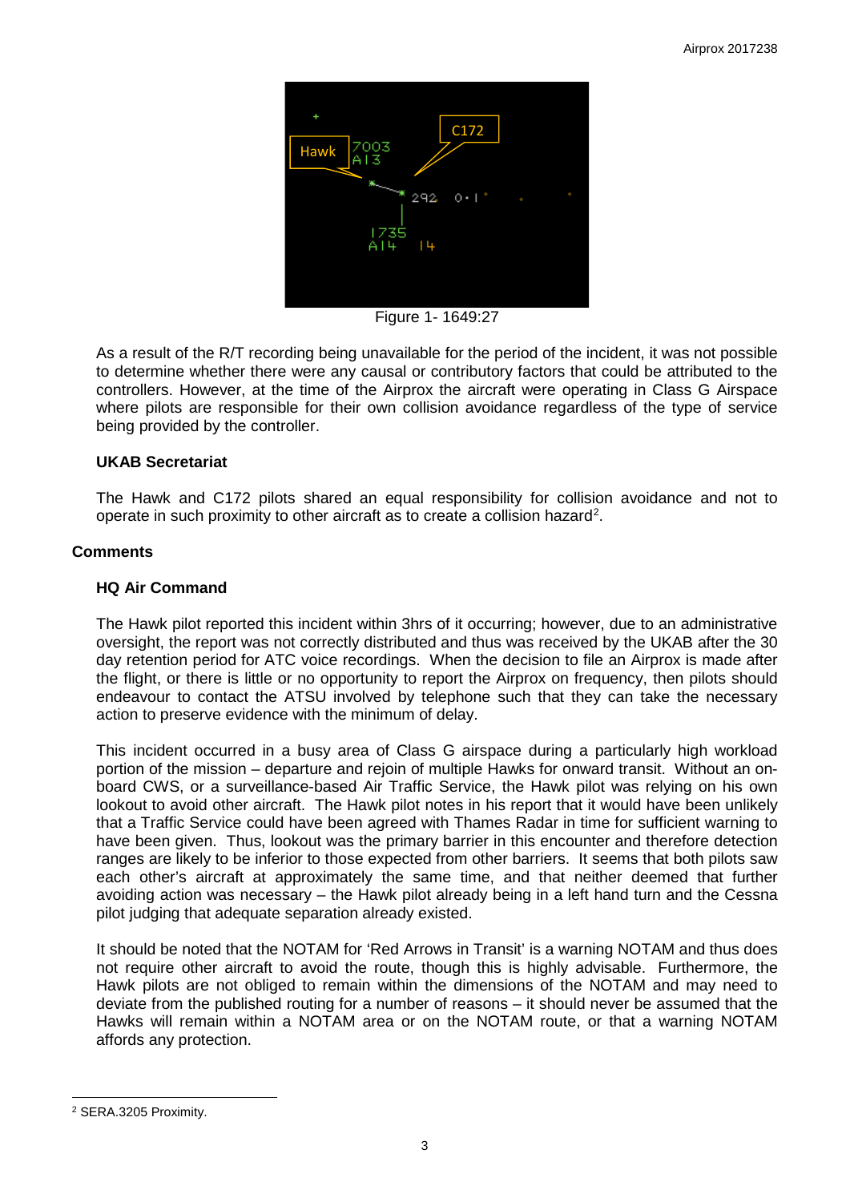Figure 1- 1649:27

As a result of the R/T recording being unavailable for the period of the incident, it was not possible to determine whether there were any causal or contributory factors that could be attributed to the controllers. However, at the time of the Airprox the aircraft were operating in Class G Airspace where pilots are responsible for their own collision avoidance regardless of the type of service being provided by the controller.

### UKAB Secretariat

The Hawk and C172 pilots shared an equal responsibility for collision avoidance and not to operate in such proximity to other aircraft as to create a collision hazard[2].

## Comments

### HQ Air Command

The Hawk pilot reported this incident within 3hrs of it occurring; however, due to an administrative oversight, the report was not correctly distributed and thus was received by the UKAB after the 30 day retention period for ATC voice recordings. When the decision to file an Airprox is made after the flight, or there is little or no opportunity to report the Airprox on frequency, then pilots should endeavour to contact the ATSU involved by telephone such that they can take the necessary action to preserve evidence with the minimum of delay.

This incident occurred in a busy area of Class G airspace during a particularly high workload portion of the mission – departure and rejoin of multiple Hawks for onward transit. Without an on-board CWS, or a surveillance-based Air Traffic Service, the Hawk pilot was relying on his own lookout to avoid other aircraft. The Hawk pilot notes in his report that it would have been unlikely that a Traffic Service could have been agreed with Thames Radar in time for sufficient warning to have been given. Thus, lookout was the primary barrier in this encounter and therefore detection ranges are likely to be inferior to those expected from other barriers. It seems that both pilots saw each other's aircraft at approximately the same time, and that neither deemed that further avoiding action was necessary – the Hawk pilot already being in a left hand turn and the Cessna pilot judging that adequate separation already existed.

It should be noted that the NOTAM for 'Red Arrows in Transit' is a warning NOTAM and thus does not require other aircraft to avoid the route, though this is highly advisable. Furthermore, the Hawk pilots are not obliged to remain within the dimensions of the NOTAM and may need to deviate from the published routing for a number of reasons – it should never be assumed that the Hawks will remain within a NOTAM area or on the NOTAM route, or that a warning NOTAM affords any protection.

---

[2] SERA.3205 Proximity.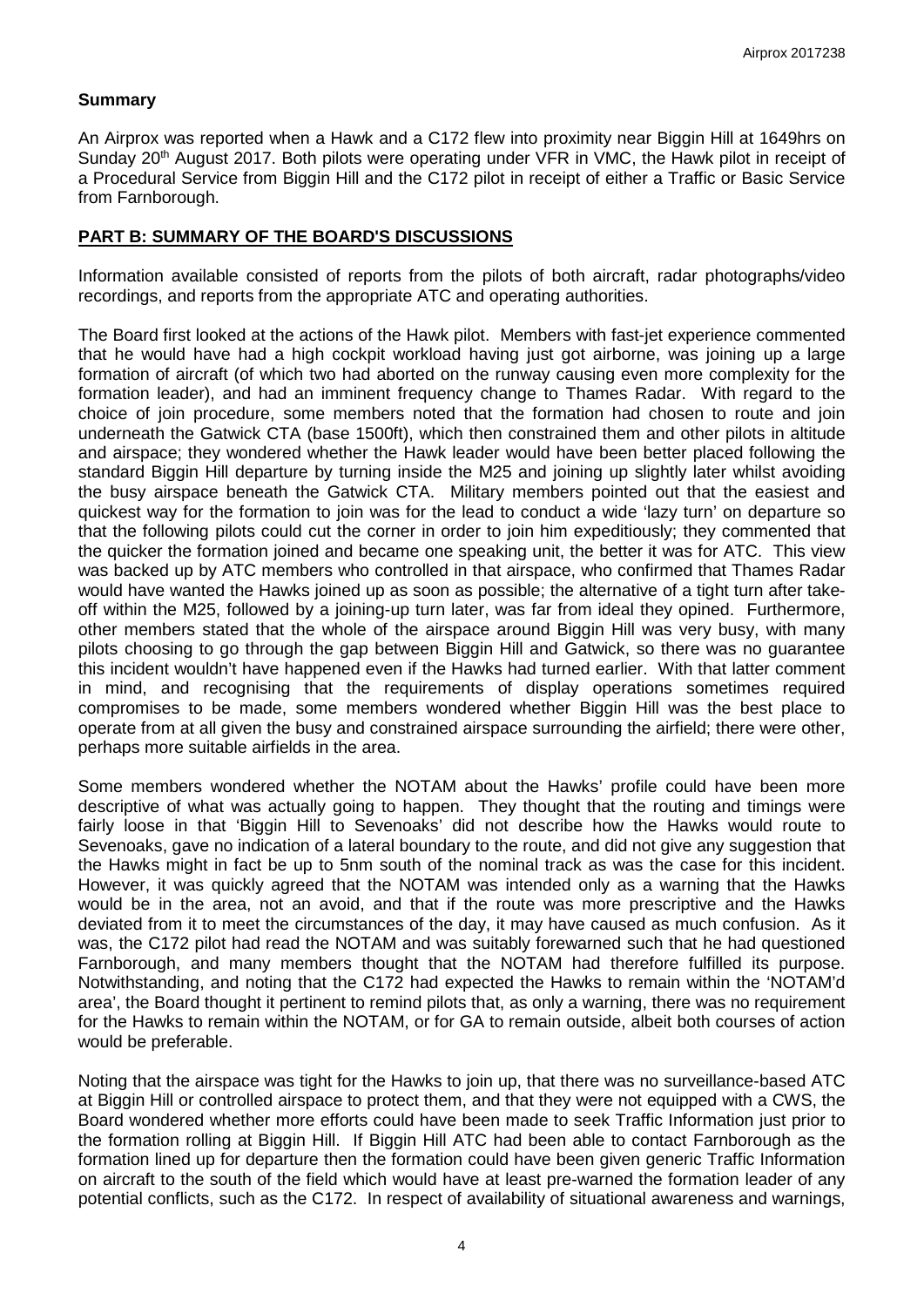## Summary

An Airprox was reported when a Hawk and a C172 flew into proximity near Biggin Hill at 1649hrs on Sunday 20th August 2017. Both pilots were operating under VFR in VMC, the Hawk pilot in receipt of a Procedural Service from Biggin Hill and the C172 pilot in receipt of either a Traffic or Basic Service from Farnborough.

## PART B: SUMMARY OF THE BOARD'S DISCUSSIONS

Information available consisted of reports from the pilots of both aircraft, radar photographs/video recordings, and reports from the appropriate ATC and operating authorities.

The Board first looked at the actions of the Hawk pilot. Members with fast-jet experience commented that he would have had a high cockpit workload having just got airborne, was joining up a large formation of aircraft (of which two had aborted on the runway causing even more complexity for the formation leader), and had an imminent frequency change to Thames Radar. With regard to the choice of join procedure, some members noted that the formation had chosen to route and join underneath the Gatwick CTA (base 1500ft), which then constrained them and other pilots in altitude and airspace; they wondered whether the Hawk leader would have been better placed following the standard Biggin Hill departure by turning inside the M25 and joining up slightly later whilst avoiding the busy airspace beneath the Gatwick CTA. Military members pointed out that the easiest and quickest way for the formation to join was for the lead to conduct a wide 'lazy turn' on departure so that the following pilots could cut the corner in order to join him expeditiously; they commented that the quicker the formation joined and became one speaking unit, the better it was for ATC. This view was backed up by ATC members who controlled in that airspace, who confirmed that Thames Radar would have wanted the Hawks joined up as soon as possible; the alternative of a tight turn after take-off within the M25, followed by a joining-up turn later, was far from ideal they opined. Furthermore, other members stated that the whole of the airspace around Biggin Hill was very busy, with many pilots choosing to go through the gap between Biggin Hill and Gatwick, so there was no guarantee this incident wouldn't have happened even if the Hawks had turned earlier. With that latter comment in mind, and recognising that the requirements of display operations sometimes required compromises to be made, some members wondered whether Biggin Hill was the best place to operate from at all given the busy and constrained airspace surrounding the airfield; there were other, perhaps more suitable airfields in the area.

Some members wondered whether the NOTAM about the Hawks' profile could have been more descriptive of what was actually going to happen. They thought that the routing and timings were fairly loose in that 'Biggin Hill to Sevenoaks' did not describe how the Hawks would route to Sevenoaks, gave no indication of a lateral boundary to the route, and did not give any suggestion that the Hawks might in fact be up to 5nm south of the nominal track as was the case for this incident. However, it was quickly agreed that the NOTAM was intended only as a warning that the Hawks would be in the area, not an avoid, and that if the route was more prescriptive and the Hawks deviated from it to meet the circumstances of the day, it may have caused as much confusion. As it was, the C172 pilot had read the NOTAM and was suitably forewarned such that he had questioned Farnborough, and many members thought that the NOTAM had therefore fulfilled its purpose. Notwithstanding, and noting that the C172 had expected the Hawks to remain within the 'NOTAM'd area', the Board thought it pertinent to remind pilots that, as only a warning, there was no requirement for the Hawks to remain within the NOTAM, or for GA to remain outside, albeit both courses of action would be preferable.

Noting that the airspace was tight for the Hawks to join up, that there was no surveillance-based ATC at Biggin Hill or controlled airspace to protect them, and that they were not equipped with a CWS, the Board wondered whether more efforts could have been made to seek Traffic Information just prior to the formation rolling at Biggin Hill. If Biggin Hill ATC had been able to contact Farnborough as the formation lined up for departure then the formation could have been given generic Traffic Information on aircraft to the south of the field which would have at least pre-warned the formation leader of any potential conflicts, such as the C172. In respect of availability of situational awareness and warnings,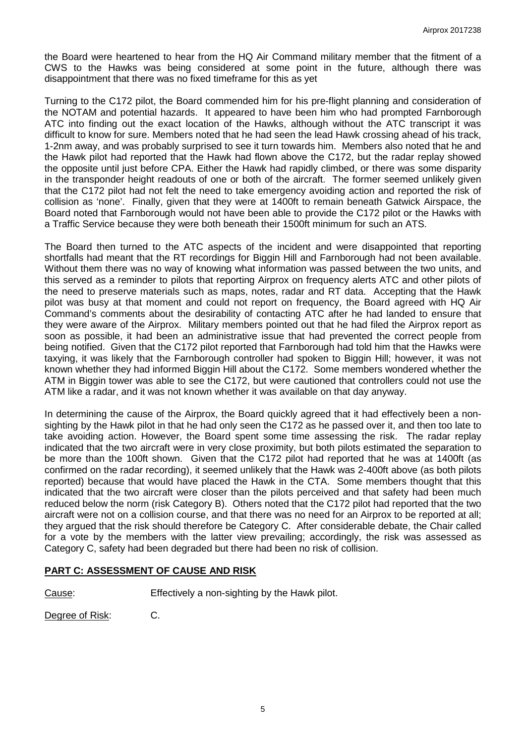the Board were heartened to hear from the HQ Air Command military member that the fitment of a CWS to the Hawks was being considered at some point in the future, although there was disappointment that there was no fixed timeframe for this as yet

Turning to the C172 pilot, the Board commended him for his pre-flight planning and consideration of the NOTAM and potential hazards. It appeared to have been him who had prompted Farnborough ATC into finding out the exact location of the Hawks, although without the ATC transcript it was difficult to know for sure. Members noted that he had seen the lead Hawk crossing ahead of his track, 1-2nm away, and was probably surprised to see it turn towards him. Members also noted that he and the Hawk pilot had reported that the Hawk had flown above the C172, but the radar replay showed the opposite until just before CPA. Either the Hawk had rapidly climbed, or there was some disparity in the transponder height readouts of one or both of the aircraft. The former seemed unlikely given that the C172 pilot had not felt the need to take emergency avoiding action and reported the risk of collision as 'none'. Finally, given that they were at 1400ft to remain beneath Gatwick Airspace, the Board noted that Farnborough would not have been able to provide the C172 pilot or the Hawks with a Traffic Service because they were both beneath their 1500ft minimum for such an ATS.

The Board then turned to the ATC aspects of the incident and were disappointed that reporting shortfalls had meant that the RT recordings for Biggin Hill and Farnborough had not been available. Without them there was no way of knowing what information was passed between the two units, and this served as a reminder to pilots that reporting Airprox on frequency alerts ATC and other pilots of the need to preserve materials such as maps, notes, radar and RT data. Accepting that the Hawk pilot was busy at that moment and could not report on frequency, the Board agreed with HQ Air Command's comments about the desirability of contacting ATC after he had landed to ensure that they were aware of the Airprox. Military members pointed out that he had filed the Airprox report as soon as possible, it had been an administrative issue that had prevented the correct people from being notified. Given that the C172 pilot reported that Farnborough had told him that the Hawks were taxying, it was likely that the Farnborough controller had spoken to Biggin Hill; however, it was not known whether they had informed Biggin Hill about the C172. Some members wondered whether the ATM in Biggin tower was able to see the C172, but were cautioned that controllers could not use the ATM like a radar, and it was not known whether it was available on that day anyway.

In determining the cause of the Airprox, the Board quickly agreed that it had effectively been a non-sighting by the Hawk pilot in that he had only seen the C172 as he passed over it, and then too late to take avoiding action. However, the Board spent some time assessing the risk. The radar replay indicated that the two aircraft were in very close proximity, but both pilots estimated the separation to be more than the 100ft shown. Given that the C172 pilot had reported that he was at 1400ft (as confirmed on the radar recording), it seemed unlikely that the Hawk was 2-400ft above (as both pilots reported) because that would have placed the Hawk in the CTA. Some members thought that this indicated that the two aircraft were closer than the pilots perceived and that safety had been much reduced below the norm (risk Category B). Others noted that the C172 pilot had reported that the two aircraft were not on a collision course, and that there was no need for an Airprox to be reported at all; they argued that the risk should therefore be Category C. After considerable debate, the Chair called for a vote by the members with the latter view prevailing; accordingly, the risk was assessed as Category C, safety had been degraded but there had been no risk of collision.

## PART C: ASSESSMENT OF CAUSE AND RISK

Cause: Effectively a non-sighting by the Hawk pilot.

Degree of Risk: C.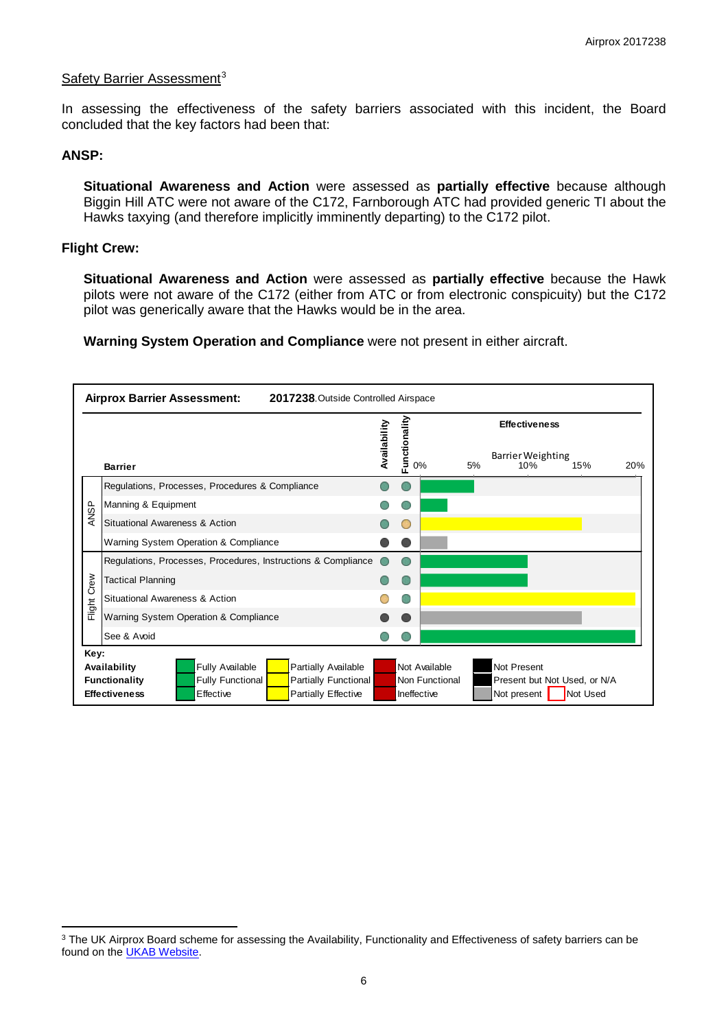Safety Barrier Assessment[3]

In assessing the effectiveness of the safety barriers associated with this incident, the Board concluded that the key factors had been that:

**ANSP:**

**Situational Awareness and Action** were assessed as **partially effective** because although Biggin Hill ATC were not aware of the C172, Farnborough ATC had provided generic TI about the Hawks taxying (and therefore implicitly imminently departing) to the C172 pilot.

**Flight Crew:**

**Situational Awareness and Action** were assessed as **partially effective** because the Hawk pilots were not aware of the C172 (either from ATC or from electronic conspicuity) but the C172 pilot was generically aware that the Hawks would be in the area.

**Warning System Operation and Compliance** were not present in either aircraft.

**Airprox Barrier Assessment:** **2017238** Outside Controlled Airspace

Barrier

Availability

Functionality

Effectiveness

Barrier Weighting

0%
5%
10%
15%
20%

ANSP
Regulations, Processes, Procedures & Compliance
Manning & Equipment
Situational Awareness & Action
Warning System Operation & Compliance

Flight Crew
Regulations, Processes, Procedures, Instructions & Compliance
Tactical Planning
Situational Awareness & Action
Warning System Operation & Compliance
See & Avoid

Key:

| | | | | |
|---|---|---|---|---|
| **Availability** | Fully Available | Partially Available | Not Available | Not Present |
| **Functionality** | Fully Functional | Partially Functional | Non Functional | Present but Not Used, or N/A |
| **Effectiveness** | Effective | Partially Effective | Ineffective | Not present / Not Used |

[3] The UK Airprox Board scheme for assessing the Availability, Functionality and Effectiveness of safety barriers can be found on the UKAB Website.